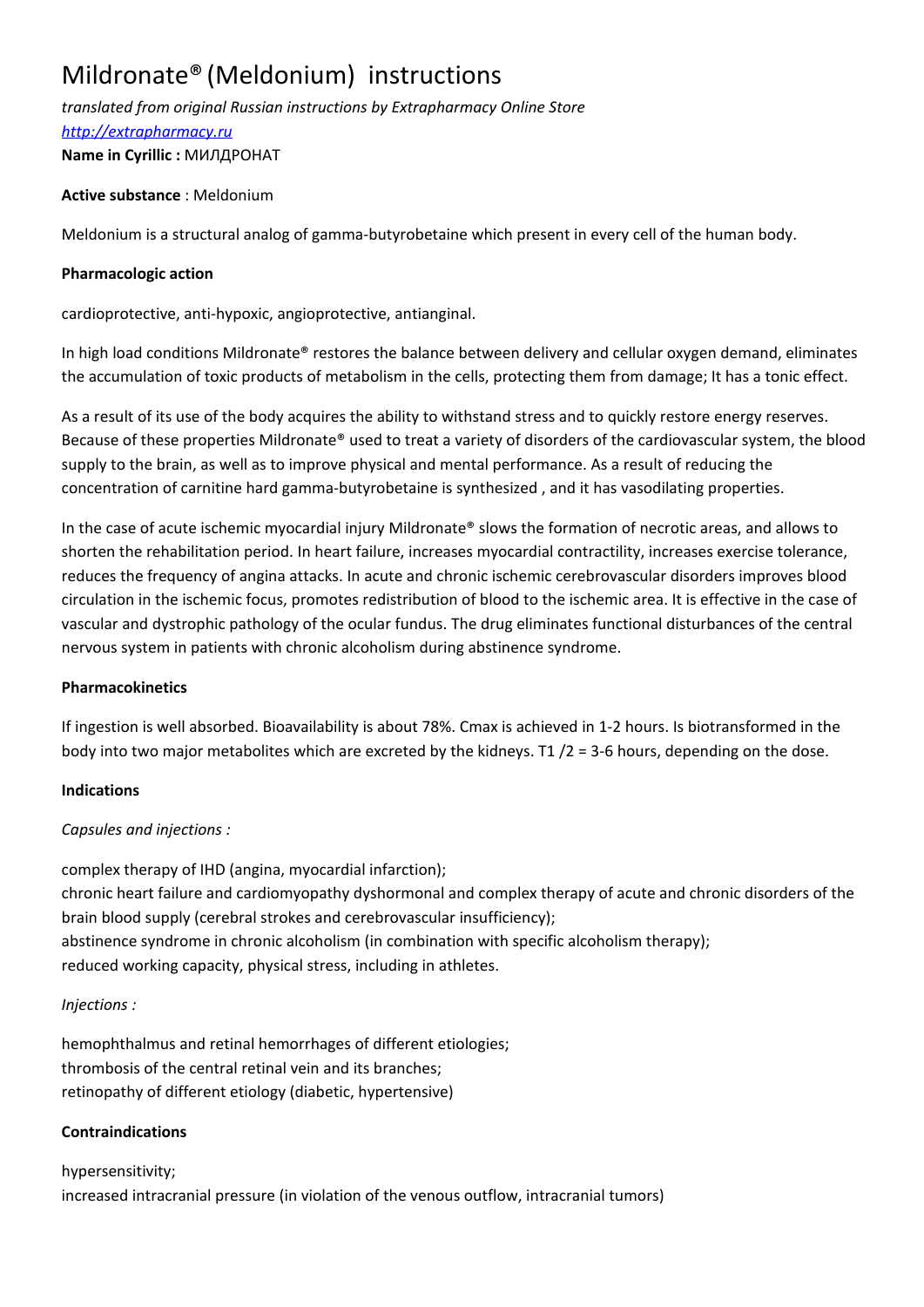# Mildronate® (Meldonium) instructions

*translated from original Russian instructions by Extrapharmacy Online Store*
[http://extrapharmacy.ru](http://extrapharmacy.ru)

**Name in Cyrillic :** МИЛДРОНАТ

**Active substance** : Meldonium

Meldonium is a structural analog of gamma-butyrobetaine which present in every cell of the human body.

**Pharmacologic action**

cardioprotective, anti-hypoxic, angioprotective, antianginal.

In high load conditions Mildronate® restores the balance between delivery and cellular oxygen demand, eliminates the accumulation of toxic products of metabolism in the cells, protecting them from damage; It has a tonic effect.

As a result of its use of the body acquires the ability to withstand stress and to quickly restore energy reserves. Because of these properties Mildronate® used to treat a variety of disorders of the cardiovascular system, the blood supply to the brain, as well as to improve physical and mental performance. As a result of reducing the concentration of carnitine hard gamma-butyrobetaine is synthesized , and it has vasodilating properties.

In the case of acute ischemic myocardial injury Mildronate® slows the formation of necrotic areas, and allows to shorten the rehabilitation period. In heart failure, increases myocardial contractility, increases exercise tolerance, reduces the frequency of angina attacks. In acute and chronic ischemic cerebrovascular disorders improves blood circulation in the ischemic focus, promotes redistribution of blood to the ischemic area. It is effective in the case of vascular and dystrophic pathology of the ocular fundus. The drug eliminates functional disturbances of the central nervous system in patients with chronic alcoholism during abstinence syndrome.

**Pharmacokinetics**

If ingestion is well absorbed. Bioavailability is about 78%. Cmax is achieved in 1-2 hours. Is biotransformed in the body into two major metabolites which are excreted by the kidneys. T1 /2 = 3-6 hours, depending on the dose.

**Indications**

*Capsules and injections :*

complex therapy of IHD (angina, myocardial infarction);
chronic heart failure and cardiomyopathy dyshormonal and complex therapy of acute and chronic disorders of the brain blood supply (cerebral strokes and cerebrovascular insufficiency);
abstinence syndrome in chronic alcoholism (in combination with specific alcoholism therapy);
reduced working capacity, physical stress, including in athletes.

*Injections :*

hemophthalmus and retinal hemorrhages of different etiologies;
thrombosis of the central retinal vein and its branches;
retinopathy of different etiology (diabetic, hypertensive)

**Contraindications**

hypersensitivity;
increased intracranial pressure (in violation of the venous outflow, intracranial tumors)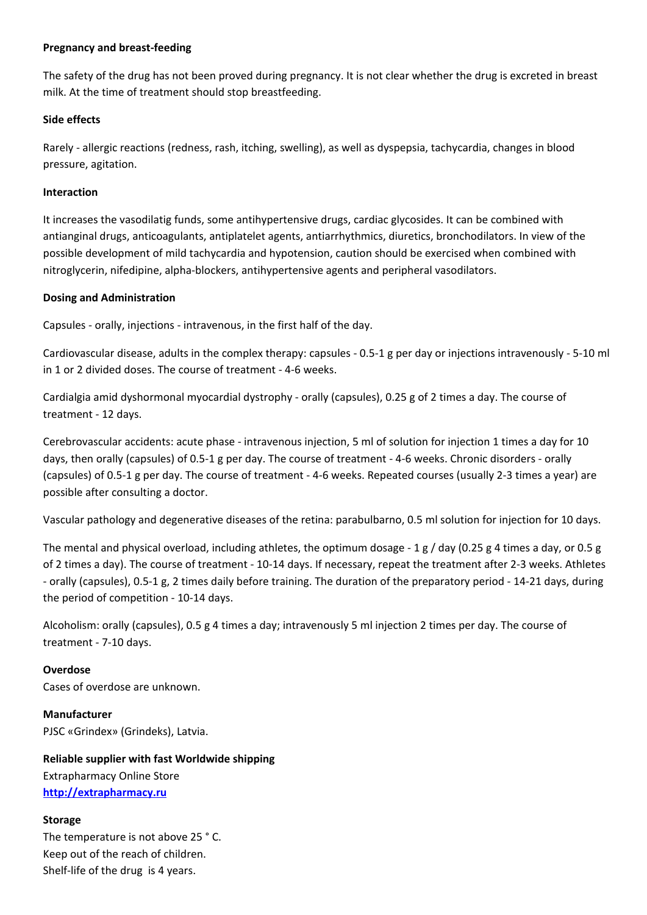**Pregnancy and breast-feeding**

The safety of the drug has not been proved during pregnancy. It is not clear whether the drug is excreted in breast milk. At the time of treatment should stop breastfeeding.

**Side effects**

Rarely - allergic reactions (redness, rash, itching, swelling), as well as dyspepsia, tachycardia, changes in blood pressure, agitation.

**Interaction**

It increases the vasodilatig funds, some antihypertensive drugs, cardiac glycosides. It can be combined with antianginal drugs, anticoagulants, antiplatelet agents, antiarrhythmics, diuretics, bronchodilators. In view of the possible development of mild tachycardia and hypotension, caution should be exercised when combined with nitroglycerin, nifedipine, alpha-blockers, antihypertensive agents and peripheral vasodilators.

**Dosing and Administration**

Capsules - orally, injections - intravenous, in the first half of the day.

Cardiovascular disease, adults in the complex therapy: capsules - 0.5-1 g per day or injections intravenously - 5-10 ml in 1 or 2 divided doses. The course of treatment - 4-6 weeks.

Cardialgia amid dyshormonal myocardial dystrophy - orally (capsules), 0.25 g of 2 times a day. The course of treatment - 12 days.

Cerebrovascular accidents: acute phase - intravenous injection, 5 ml of solution for injection 1 times a day for 10 days, then orally (capsules) of 0.5-1 g per day. The course of treatment - 4-6 weeks. Chronic disorders - orally (capsules) of 0.5-1 g per day. The course of treatment - 4-6 weeks. Repeated courses (usually 2-3 times a year) are possible after consulting a doctor.

Vascular pathology and degenerative diseases of the retina: parabulbarno, 0.5 ml solution for injection for 10 days.

The mental and physical overload, including athletes, the optimum dosage - 1 g / day (0.25 g 4 times a day, or 0.5 g of 2 times a day). The course of treatment - 10-14 days. If necessary, repeat the treatment after 2-3 weeks. Athletes - orally (capsules), 0.5-1 g, 2 times daily before training. The duration of the preparatory period - 14-21 days, during the period of competition - 10-14 days.

Alcoholism: orally (capsules), 0.5 g 4 times a day; intravenously 5 ml injection 2 times per day. The course of treatment - 7-10 days.

**Overdose**

Cases of overdose are unknown.

**Manufacturer**

PJSC «Grindex» (Grindeks), Latvia.

**Reliable supplier with fast Worldwide shipping**

Extrapharmacy Online Store

**[http://extrapharmacy.ru](http://extrapharmacy.ru)**

**Storage**

The temperature is not above 25 ° C.

Keep out of the reach of children.

Shelf-life of the drug is 4 years.